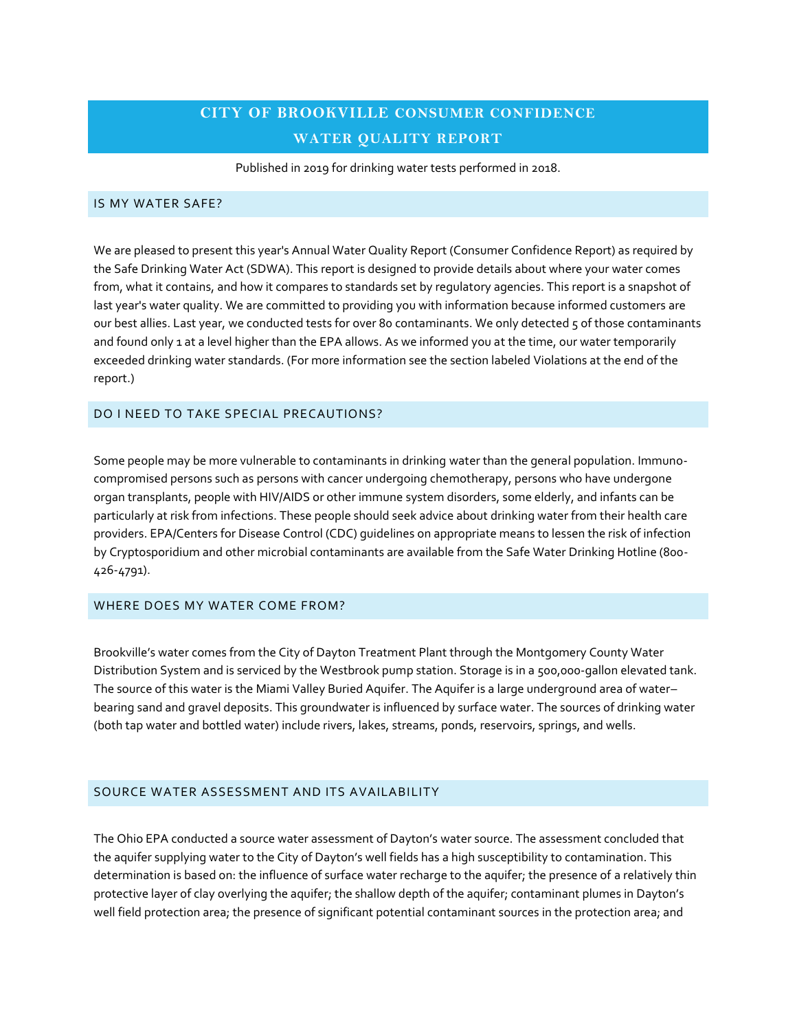# CITY OF BROOKVILLE CONSUMER CONFIDENCE WATER QUALITY REPORT

Published in 2019 for drinking water tests performed in 2018.

## IS MY WATER SAFE?

We are pleased to present this year's Annual Water Quality Report (Consumer Confidence Report) as required by the Safe Drinking Water Act (SDWA). This report is designed to provide details about where your water comes from, what it contains, and how it compares to standards set by regulatory agencies. This report is a snapshot of last year's water quality. We are committed to providing you with information because informed customers are our best allies. Last year, we conducted tests for over 80 contaminants. We only detected 5 of those contaminants and found only 1 at a level higher than the EPA allows. As we informed you at the time, our water temporarily exceeded drinking water standards. (For more information see the section labeled Violations at the end of the report.)

## DO I NEED TO TAKE SPECIAL PRECAUTIONS?

Some people may be more vulnerable to contaminants in drinking water than the general population. Immuno-compromised persons such as persons with cancer undergoing chemotherapy, persons who have undergone organ transplants, people with HIV/AIDS or other immune system disorders, some elderly, and infants can be particularly at risk from infections. These people should seek advice about drinking water from their health care providers. EPA/Centers for Disease Control (CDC) guidelines on appropriate means to lessen the risk of infection by Cryptosporidium and other microbial contaminants are available from the Safe Water Drinking Hotline (800-426-4791).

## WHERE DOES MY WATER COME FROM?

Brookville's water comes from the City of Dayton Treatment Plant through the Montgomery County Water Distribution System and is serviced by the Westbrook pump station. Storage is in a 500,000-gallon elevated tank. The source of this water is the Miami Valley Buried Aquifer. The Aquifer is a large underground area of water–bearing sand and gravel deposits. This groundwater is influenced by surface water. The sources of drinking water (both tap water and bottled water) include rivers, lakes, streams, ponds, reservoirs, springs, and wells.

## SOURCE WATER ASSESSMENT AND ITS AVAILABILITY

The Ohio EPA conducted a source water assessment of Dayton's water source. The assessment concluded that the aquifer supplying water to the City of Dayton's well fields has a high susceptibility to contamination. This determination is based on: the influence of surface water recharge to the aquifer; the presence of a relatively thin protective layer of clay overlying the aquifer; the shallow depth of the aquifer; contaminant plumes in Dayton's well field protection area; the presence of significant potential contaminant sources in the protection area; and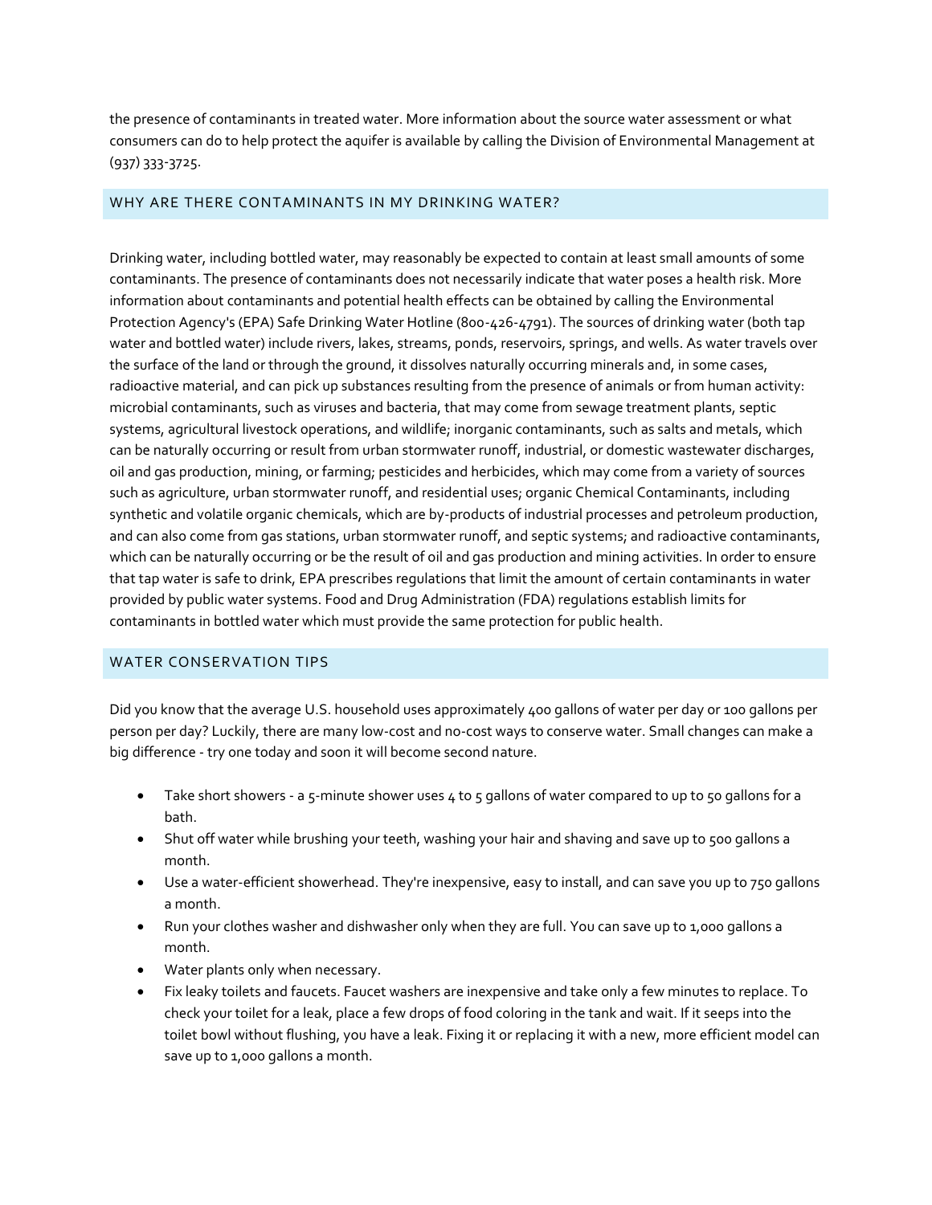the presence of contaminants in treated water. More information about the source water assessment or what consumers can do to help protect the aquifer is available by calling the Division of Environmental Management at (937) 333-3725.

## WHY ARE THERE CONTAMINANTS IN MY DRINKING WATER?

Drinking water, including bottled water, may reasonably be expected to contain at least small amounts of some contaminants. The presence of contaminants does not necessarily indicate that water poses a health risk. More information about contaminants and potential health effects can be obtained by calling the Environmental Protection Agency's (EPA) Safe Drinking Water Hotline (800-426-4791). The sources of drinking water (both tap water and bottled water) include rivers, lakes, streams, ponds, reservoirs, springs, and wells. As water travels over the surface of the land or through the ground, it dissolves naturally occurring minerals and, in some cases, radioactive material, and can pick up substances resulting from the presence of animals or from human activity: microbial contaminants, such as viruses and bacteria, that may come from sewage treatment plants, septic systems, agricultural livestock operations, and wildlife; inorganic contaminants, such as salts and metals, which can be naturally occurring or result from urban stormwater runoff, industrial, or domestic wastewater discharges, oil and gas production, mining, or farming; pesticides and herbicides, which may come from a variety of sources such as agriculture, urban stormwater runoff, and residential uses; organic Chemical Contaminants, including synthetic and volatile organic chemicals, which are by-products of industrial processes and petroleum production, and can also come from gas stations, urban stormwater runoff, and septic systems; and radioactive contaminants, which can be naturally occurring or be the result of oil and gas production and mining activities. In order to ensure that tap water is safe to drink, EPA prescribes regulations that limit the amount of certain contaminants in water provided by public water systems. Food and Drug Administration (FDA) regulations establish limits for contaminants in bottled water which must provide the same protection for public health.

## WATER CONSERVATION TIPS

Did you know that the average U.S. household uses approximately 400 gallons of water per day or 100 gallons per person per day? Luckily, there are many low-cost and no-cost ways to conserve water. Small changes can make a big difference - try one today and soon it will become second nature.

- Take short showers - a 5-minute shower uses 4 to 5 gallons of water compared to up to 50 gallons for a bath.
- Shut off water while brushing your teeth, washing your hair and shaving and save up to 500 gallons a month.
- Use a water-efficient showerhead. They're inexpensive, easy to install, and can save you up to 750 gallons a month.
- Run your clothes washer and dishwasher only when they are full. You can save up to 1,000 gallons a month.
- Water plants only when necessary.
- Fix leaky toilets and faucets. Faucet washers are inexpensive and take only a few minutes to replace. To check your toilet for a leak, place a few drops of food coloring in the tank and wait. If it seeps into the toilet bowl without flushing, you have a leak. Fixing it or replacing it with a new, more efficient model can save up to 1,000 gallons a month.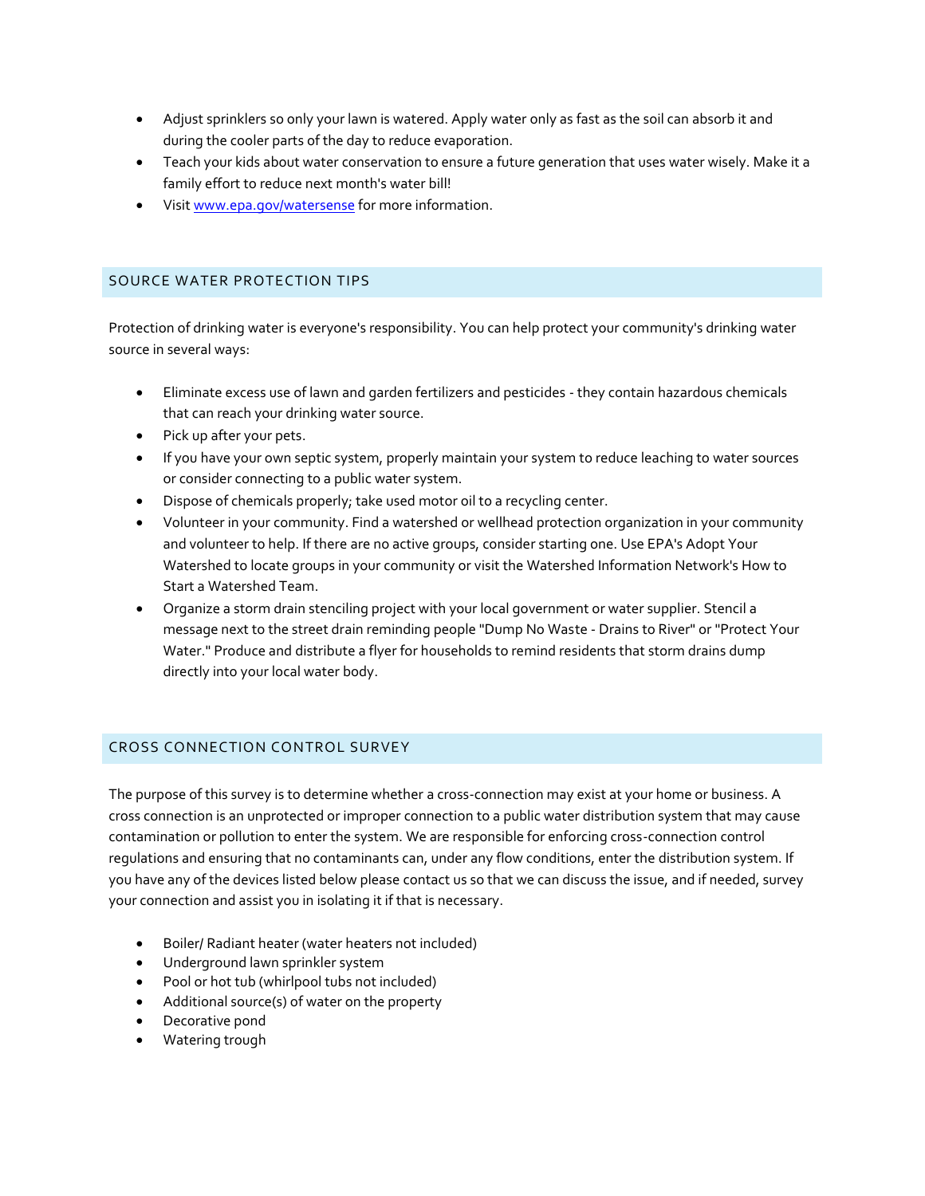- Adjust sprinklers so only your lawn is watered. Apply water only as fast as the soil can absorb it and during the cooler parts of the day to reduce evaporation.
- Teach your kids about water conservation to ensure a future generation that uses water wisely. Make it a family effort to reduce next month's water bill!
- Visit [www.epa.gov/watersense](http://www.epa.gov/watersense) for more information.

## SOURCE WATER PROTECTION TIPS

Protection of drinking water is everyone's responsibility. You can help protect your community's drinking water source in several ways:

- Eliminate excess use of lawn and garden fertilizers and pesticides - they contain hazardous chemicals that can reach your drinking water source.
- Pick up after your pets.
- If you have your own septic system, properly maintain your system to reduce leaching to water sources or consider connecting to a public water system.
- Dispose of chemicals properly; take used motor oil to a recycling center.
- Volunteer in your community. Find a watershed or wellhead protection organization in your community and volunteer to help. If there are no active groups, consider starting one. Use EPA's Adopt Your Watershed to locate groups in your community or visit the Watershed Information Network's How to Start a Watershed Team.
- Organize a storm drain stenciling project with your local government or water supplier. Stencil a message next to the street drain reminding people "Dump No Waste - Drains to River" or "Protect Your Water." Produce and distribute a flyer for households to remind residents that storm drains dump directly into your local water body.

## CROSS CONNECTION CONTROL SURVEY

The purpose of this survey is to determine whether a cross-connection may exist at your home or business. A cross connection is an unprotected or improper connection to a public water distribution system that may cause contamination or pollution to enter the system. We are responsible for enforcing cross-connection control regulations and ensuring that no contaminants can, under any flow conditions, enter the distribution system. If you have any of the devices listed below please contact us so that we can discuss the issue, and if needed, survey your connection and assist you in isolating it if that is necessary.

- Boiler/ Radiant heater (water heaters not included)
- Underground lawn sprinkler system
- Pool or hot tub (whirlpool tubs not included)
- Additional source(s) of water on the property
- Decorative pond
- Watering trough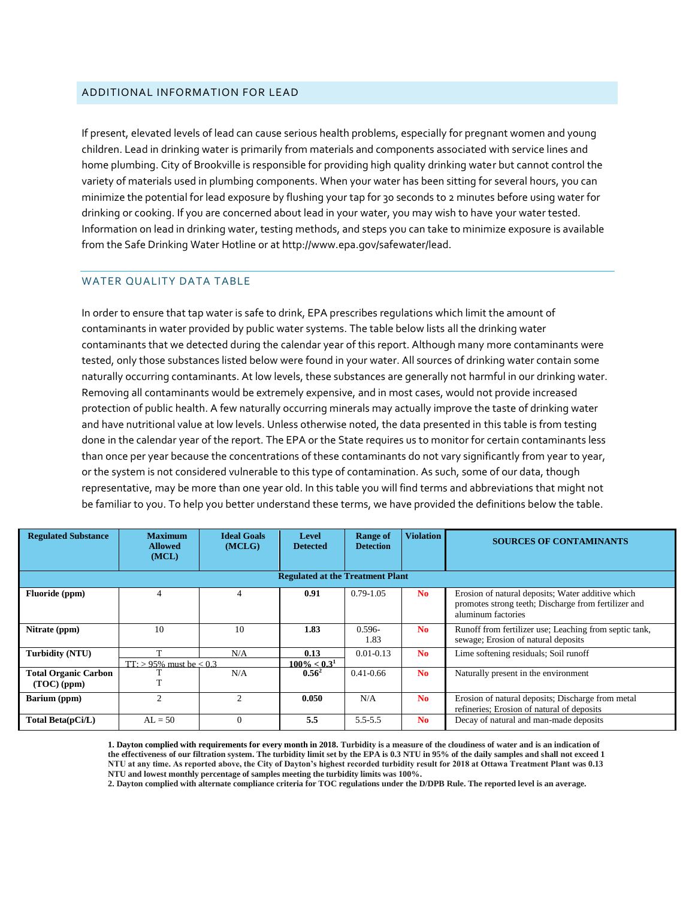## ADDITIONAL INFORMATION FOR LEAD

If present, elevated levels of lead can cause serious health problems, especially for pregnant women and young children. Lead in drinking water is primarily from materials and components associated with service lines and home plumbing. City of Brookville is responsible for providing high quality drinking water but cannot control the variety of materials used in plumbing components. When your water has been sitting for several hours, you can minimize the potential for lead exposure by flushing your tap for 30 seconds to 2 minutes before using water for drinking or cooking. If you are concerned about lead in your water, you may wish to have your water tested. Information on lead in drinking water, testing methods, and steps you can take to minimize exposure is available from the Safe Drinking Water Hotline or at http://www.epa.gov/safewater/lead.

## WATER QUALITY DATA TABLE

In order to ensure that tap water is safe to drink, EPA prescribes regulations which limit the amount of contaminants in water provided by public water systems. The table below lists all the drinking water contaminants that we detected during the calendar year of this report. Although many more contaminants were tested, only those substances listed below were found in your water. All sources of drinking water contain some naturally occurring contaminants. At low levels, these substances are generally not harmful in our drinking water. Removing all contaminants would be extremely expensive, and in most cases, would not provide increased protection of public health. A few naturally occurring minerals may actually improve the taste of drinking water and have nutritional value at low levels. Unless otherwise noted, the data presented in this table is from testing done in the calendar year of the report. The EPA or the State requires us to monitor for certain contaminants less than once per year because the concentrations of these contaminants do not vary significantly from year to year, or the system is not considered vulnerable to this type of contamination. As such, some of our data, though representative, may be more than one year old. In this table you will find terms and abbreviations that might not be familiar to you. To help you better understand these terms, we have provided the definitions below the table.

| Regulated Substance | Maximum Allowed (MCL) | Ideal Goals (MCLG) | Level Detected | Range of Detection | Violation | SOURCES OF CONTAMINANTS |
|---|---|---|---|---|---|---|
| **Regulated at the Treatment Plant** | | | | | | |
| **Fluoride (ppm)** | 4 | 4 | **0.91** | 0.79-1.05 | **No** | Erosion of natural deposits; Water additive which promotes strong teeth; Discharge from fertilizer and aluminum factories |
| **Nitrate (ppm)** | 10 | 10 | **1.83** | 0.596-1.83 | **No** | Runoff from fertilizer use; Leaching from septic tank, sewage; Erosion of natural deposits |
| **Turbidity (NTU)** | T<br>TT: > 95% must be < 0.3 | N/A | **0.13**<br>**100% < 0.3[1]** | 0.01-0.13 | **No** | Lime softening residuals; Soil runoff |
| **Total Organic Carbon (TOC) (ppm)** | T<br>T | N/A | **0.56[2]** | 0.41-0.66 | **No** | Naturally present in the environment |
| **Barium (ppm)** | 2 | 2 | **0.050** | N/A | **No** | Erosion of natural deposits; Discharge from metal refineries; Erosion of natural of deposits |
| **Total Beta(pCi/L)** | AL = 50 | 0 | **5.5** | 5.5-5.5 | **No** | Decay of natural and man-made deposits |

**1. Dayton complied with requirements for every month in 2018. Turbidity is a measure of the cloudiness of water and is an indication of the effectiveness of our filtration system. The turbidity limit set by the EPA is 0.3 NTU in 95% of the daily samples and shall not exceed 1 NTU at any time. As reported above, the City of Dayton's highest recorded turbidity result for 2018 at Ottawa Treatment Plant was 0.13 NTU and lowest monthly percentage of samples meeting the turbidity limits was 100%.**

**2. Dayton complied with alternate compliance criteria for TOC regulations under the D/DPB Rule. The reported level is an average.**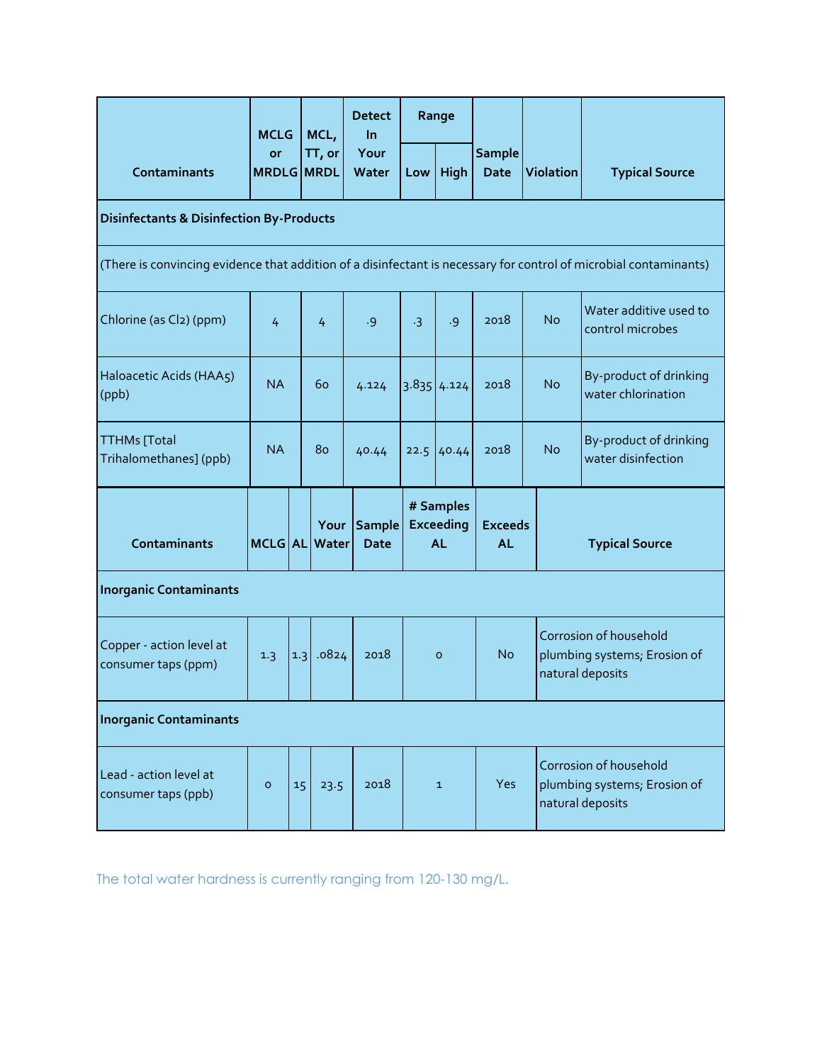| Contaminants | MCLG or MRDLG | MCL, TT, or MRDL | Detect In Your Water | Range | | Sample Date | Violation | Typical Source |
|---|---|---|---|---|---|---|---|---|
| | | | | Low | High | | | |
| **Disinfectants & Disinfection By-Products** | | | | | | | | |
| (There is convincing evidence that addition of a disinfectant is necessary for control of microbial contaminants) | | | | | | | | |
| Chlorine (as $Cl_2$) (ppm) | 4 | 4 | .9 | .3 | .9 | 2018 | No | Water additive used to control microbes |
| Haloacetic Acids (HAA5) (ppb) | NA | 60 | 4.124 | 3.835 | 4.124 | 2018 | No | By-product of drinking water chlorination |
| TTHMs [Total Trihalomethanes] (ppb) | NA | 80 | 40.44 | 22.5 | 40.44 | 2018 | No | By-product of drinking water disinfection |

| Contaminants | MCLG | AL | Your Water | Sample Date | # Samples Exceeding AL | Exceeds AL | Typical Source |
|---|---|---|---|---|---|---|---|
| **Inorganic Contaminants** | | | | | | | |
| Copper - action level at consumer taps (ppm) | 1.3 | 1.3 | .0824 | 2018 | 0 | No | Corrosion of household plumbing systems; Erosion of natural deposits |
| **Inorganic Contaminants** | | | | | | | |
| Lead - action level at consumer taps (ppb) | 0 | 15 | 23.5 | 2018 | 1 | Yes | Corrosion of household plumbing systems; Erosion of natural deposits |

The total water hardness is currently ranging from 120-130 mg/L.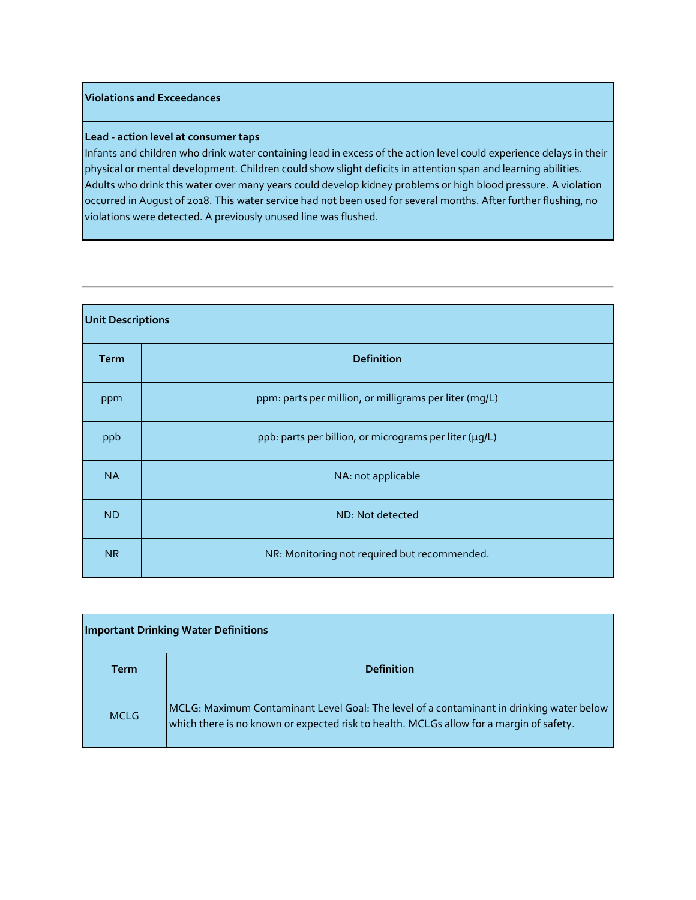## Violations and Exceedances

**Lead - action level at consumer taps**

Infants and children who drink water containing lead in excess of the action level could experience delays in their physical or mental development. Children could show slight deficits in attention span and learning abilities. Adults who drink this water over many years could develop kidney problems or high blood pressure. A violation occurred in August of 2018. This water service had not been used for several months. After further flushing, no violations were detected. A previously unused line was flushed.

---

## Unit Descriptions

| Term | Definition |
|---|---|
| ppm | ppm: parts per million, or milligrams per liter (mg/L) |
| ppb | ppb: parts per billion, or micrograms per liter (µg/L) |
| NA | NA: not applicable |
| ND | ND: Not detected |
| NR | NR: Monitoring not required but recommended. |

## Important Drinking Water Definitions

| Term | Definition |
|---|---|
| MCLG | MCLG: Maximum Contaminant Level Goal: The level of a contaminant in drinking water below which there is no known or expected risk to health. MCLGs allow for a margin of safety. |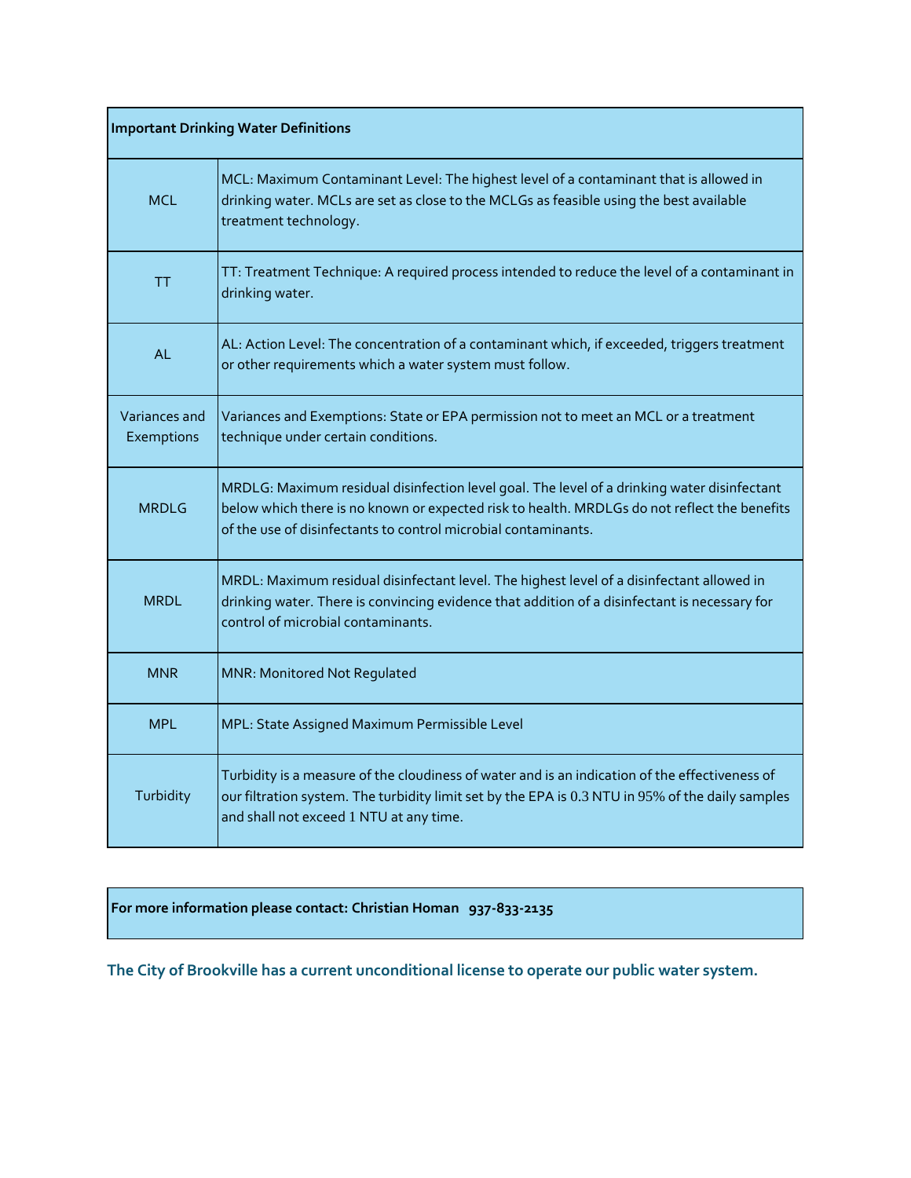| Important Drinking Water Definitions | |
|---|---|
| MCL | MCL: Maximum Contaminant Level: The highest level of a contaminant that is allowed in drinking water. MCLs are set as close to the MCLGs as feasible using the best available treatment technology. |
| TT | TT: Treatment Technique: A required process intended to reduce the level of a contaminant in drinking water. |
| AL | AL: Action Level: The concentration of a contaminant which, if exceeded, triggers treatment or other requirements which a water system must follow. |
| Variances and Exemptions | Variances and Exemptions: State or EPA permission not to meet an MCL or a treatment technique under certain conditions. |
| MRDLG | MRDLG: Maximum residual disinfection level goal. The level of a drinking water disinfectant below which there is no known or expected risk to health. MRDLGs do not reflect the benefits of the use of disinfectants to control microbial contaminants. |
| MRDL | MRDL: Maximum residual disinfectant level. The highest level of a disinfectant allowed in drinking water. There is convincing evidence that addition of a disinfectant is necessary for control of microbial contaminants. |
| MNR | MNR: Monitored Not Regulated |
| MPL | MPL: State Assigned Maximum Permissible Level |
| Turbidity | Turbidity is a measure of the cloudiness of water and is an indication of the effectiveness of our filtration system. The turbidity limit set by the EPA is 0.3 NTU in 95% of the daily samples and shall not exceed 1 NTU at any time. |

**For more information please contact: Christian Homan 937-833-2135**

**The City of Brookville has a current unconditional license to operate our public water system.**